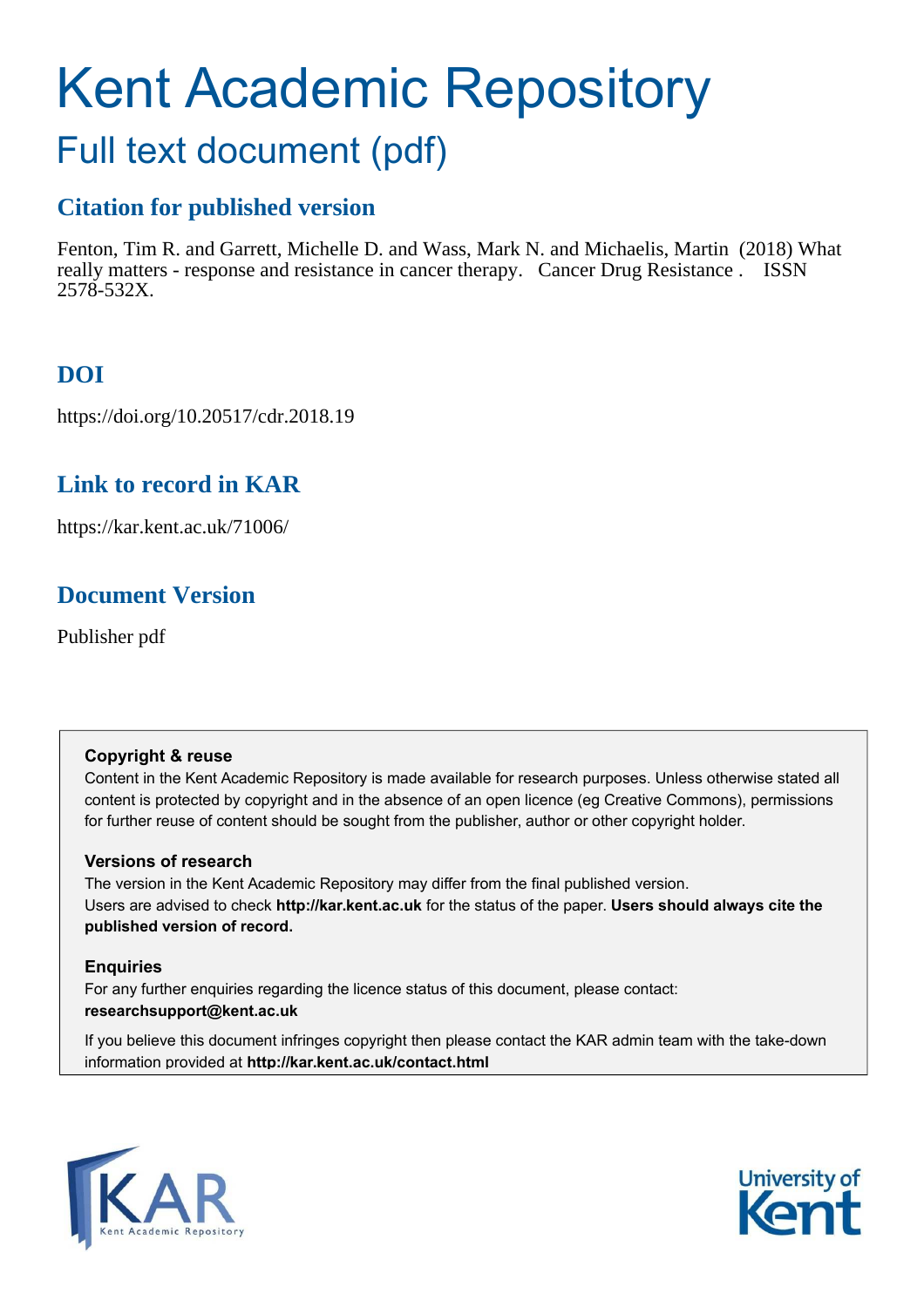# Kent Academic Repository

## Full text document (pdf)

### Citation for published version

Fenton, Tim R. and Garrett, Michelle D. and Wass, Mark N. and Michaelis, Martin (2018) What really matters - response and resistance in cancer therapy. Cancer Drug Resistance . ISSN 2578-532X.

### DOI

https://doi.org/10.20517/cdr.2018.19

### Link to record in KAR

https://kar.kent.ac.uk/71006/

### Document Version

Publisher pdf

**Copyright & reuse**

Content in the Kent Academic Repository is made available for research purposes. Unless otherwise stated all content is protected by copyright and in the absence of an open licence (eg Creative Commons), permissions for further reuse of content should be sought from the publisher, author or other copyright holder.

**Versions of research**

The version in the Kent Academic Repository may differ from the final published version. Users are advised to check **http://kar.kent.ac.uk** for the status of the paper. **Users should always cite the published version of record.**

**Enquiries**

For any further enquiries regarding the licence status of this document, please contact: **researchsupport@kent.ac.uk**

If you believe this document infringes copyright then please contact the KAR admin team with the take-down information provided at **http://kar.kent.ac.uk/contact.html**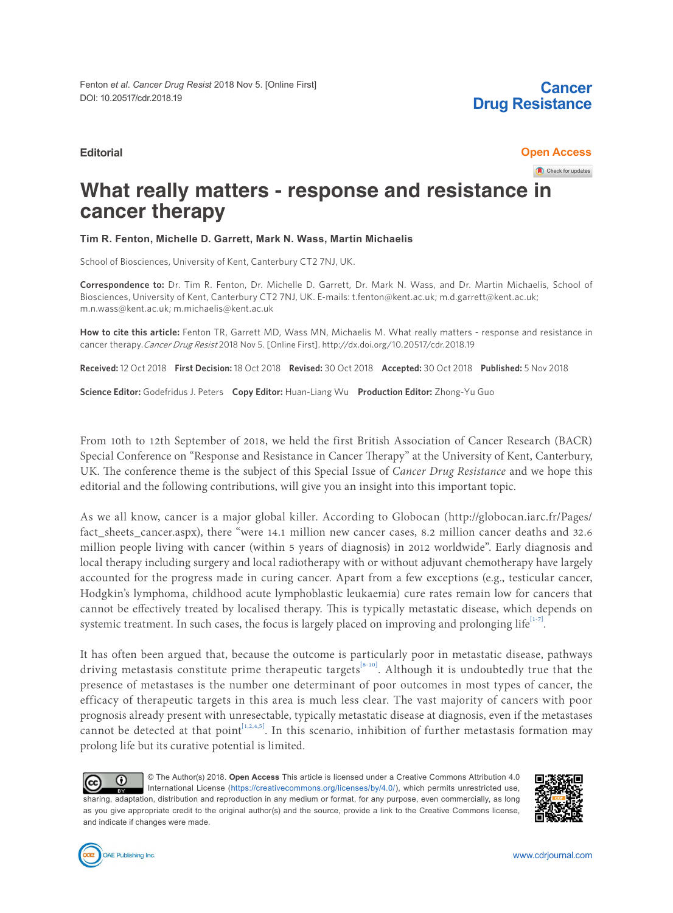Editorial

**Open Access**

# What really matters - response and resistance in cancer therapy

**Tim R. Fenton, Michelle D. Garrett, Mark N. Wass, Martin Michaelis**

School of Biosciences, University of Kent, Canterbury CT2 7NJ, UK.

**Correspondence to:** Dr. Tim R. Fenton, Dr. Michelle D. Garrett, Dr. Mark N. Wass, and Dr. Martin Michaelis, School of Biosciences, University of Kent, Canterbury CT2 7NJ, UK. E-mails: t.fenton@kent.ac.uk; m.d.garrett@kent.ac.uk; m.n.wass@kent.ac.uk; m.michaelis@kent.ac.uk

**How to cite this article:** Fenton TR, Garrett MD, Wass MN, Michaelis M. What really matters - response and resistance in cancer therapy. *Cancer Drug Resist* 2018 Nov 5. [Online First]. http://dx.doi.org/10.20517/cdr.2018.19

**Received:** 12 Oct 2018 **First Decision:** 18 Oct 2018 **Revised:** 30 Oct 2018 **Accepted:** 30 Oct 2018 **Published:** 5 Nov 2018

**Science Editor:** Godefridus J. Peters **Copy Editor:** Huan-Liang Wu **Production Editor:** Zhong-Yu Guo

From 10th to 12th September of 2018, we held the first British Association of Cancer Research (BACR) Special Conference on "Response and Resistance in Cancer Therapy" at the University of Kent, Canterbury, UK. The conference theme is the subject of this Special Issue of *Cancer Drug Resistance* and we hope this editorial and the following contributions, will give you an insight into this important topic.

As we all know, cancer is a major global killer. According to Globocan (http://globocan.iarc.fr/Pages/fact_sheets_cancer.aspx), there "were 14.1 million new cancer cases, 8.2 million cancer deaths and 32.6 million people living with cancer (within 5 years of diagnosis) in 2012 worldwide". Early diagnosis and local therapy including surgery and local radiotherapy with or without adjuvant chemotherapy have largely accounted for the progress made in curing cancer. Apart from a few exceptions (e.g., testicular cancer, Hodgkin's lymphoma, childhood acute lymphoblastic leukaemia) cure rates remain low for cancers that cannot be effectively treated by localised therapy. This is typically metastatic disease, which depends on systemic treatment. In such cases, the focus is largely placed on improving and prolonging life[1-7].

It has often been argued that, because the outcome is particularly poor in metastatic disease, pathways driving metastasis constitute prime therapeutic targets[8-10]. Although it is undoubtedly true that the presence of metastases is the number one determinant of poor outcomes in most types of cancer, the efficacy of therapeutic targets in this area is much less clear. The vast majority of cancers with poor prognosis already present with unresectable, typically metastatic disease at diagnosis, even if the metastases cannot be detected at that point[1,2,4,5]. In this scenario, inhibition of further metastasis formation may prolong life but its curative potential is limited.

© The Author(s) 2018. **Open Access** This article is licensed under a Creative Commons Attribution 4.0 International License (https://creativecommons.org/licenses/by/4.0/), which permits unrestricted use, sharing, adaptation, distribution and reproduction in any medium or format, for any purpose, even commercially, as long as you give appropriate credit to the original author(s) and the source, provide a link to the Creative Commons license, and indicate if changes were made.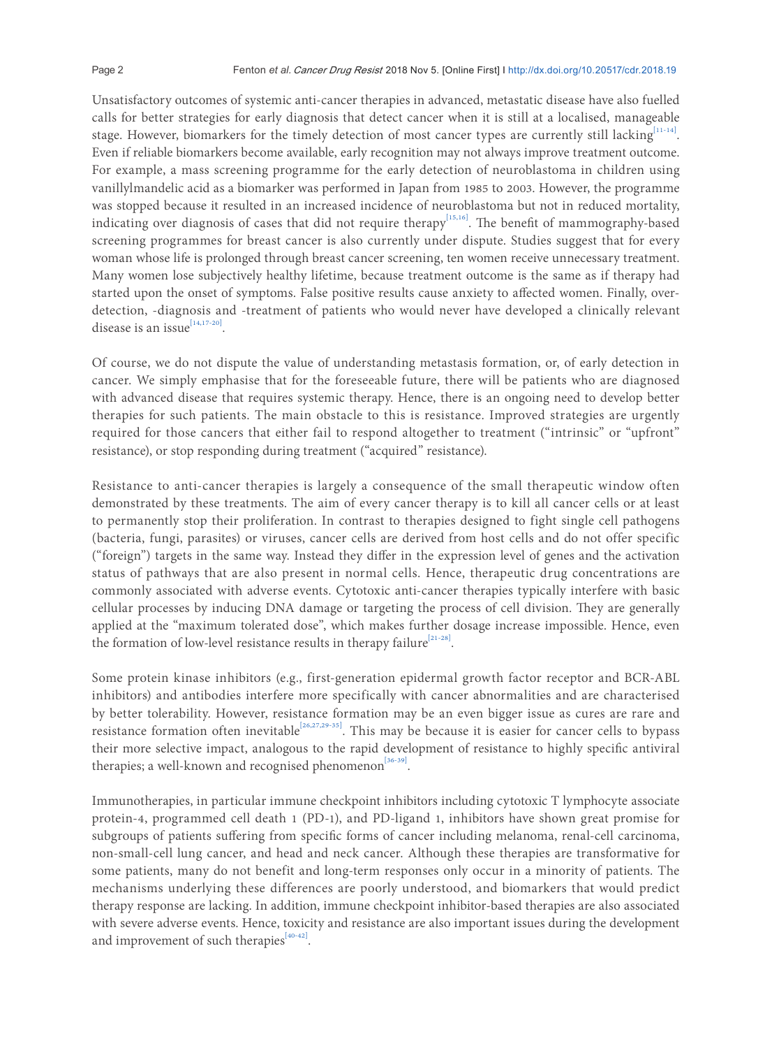Unsatisfactory outcomes of systemic anti-cancer therapies in advanced, metastatic disease have also fuelled calls for better strategies for early diagnosis that detect cancer when it is still at a localised, manageable stage. However, biomarkers for the timely detection of most cancer types are currently still lacking[11-14]. Even if reliable biomarkers become available, early recognition may not always improve treatment outcome. For example, a mass screening programme for the early detection of neuroblastoma in children using vanillylmandelic acid as a biomarker was performed in Japan from 1985 to 2003. However, the programme was stopped because it resulted in an increased incidence of neuroblastoma but not in reduced mortality, indicating over diagnosis of cases that did not require therapy[15,16]. The benefit of mammography-based screening programmes for breast cancer is also currently under dispute. Studies suggest that for every woman whose life is prolonged through breast cancer screening, ten women receive unnecessary treatment. Many women lose subjectively healthy lifetime, because treatment outcome is the same as if therapy had started upon the onset of symptoms. False positive results cause anxiety to affected women. Finally, over-detection, -diagnosis and -treatment of patients who would never have developed a clinically relevant disease is an issue[14,17-20].

Of course, we do not dispute the value of understanding metastasis formation, or, of early detection in cancer. We simply emphasise that for the foreseeable future, there will be patients who are diagnosed with advanced disease that requires systemic therapy. Hence, there is an ongoing need to develop better therapies for such patients. The main obstacle to this is resistance. Improved strategies are urgently required for those cancers that either fail to respond altogether to treatment ("intrinsic" or "upfront" resistance), or stop responding during treatment ("acquired" resistance).

Resistance to anti-cancer therapies is largely a consequence of the small therapeutic window often demonstrated by these treatments. The aim of every cancer therapy is to kill all cancer cells or at least to permanently stop their proliferation. In contrast to therapies designed to fight single cell pathogens (bacteria, fungi, parasites) or viruses, cancer cells are derived from host cells and do not offer specific ("foreign") targets in the same way. Instead they differ in the expression level of genes and the activation status of pathways that are also present in normal cells. Hence, therapeutic drug concentrations are commonly associated with adverse events. Cytotoxic anti-cancer therapies typically interfere with basic cellular processes by inducing DNA damage or targeting the process of cell division. They are generally applied at the "maximum tolerated dose", which makes further dosage increase impossible. Hence, even the formation of low-level resistance results in therapy failure[21-28].

Some protein kinase inhibitors (e.g., first-generation epidermal growth factor receptor and BCR-ABL inhibitors) and antibodies interfere more specifically with cancer abnormalities and are characterised by better tolerability. However, resistance formation may be an even bigger issue as cures are rare and resistance formation often inevitable[26,27,29-35]. This may be because it is easier for cancer cells to bypass their more selective impact, analogous to the rapid development of resistance to highly specific antiviral therapies; a well-known and recognised phenomenon[36-39].

Immunotherapies, in particular immune checkpoint inhibitors including cytotoxic T lymphocyte associate protein-4, programmed cell death 1 (PD-1), and PD-ligand 1, inhibitors have shown great promise for subgroups of patients suffering from specific forms of cancer including melanoma, renal-cell carcinoma, non-small-cell lung cancer, and head and neck cancer. Although these therapies are transformative for some patients, many do not benefit and long-term responses only occur in a minority of patients. The mechanisms underlying these differences are poorly understood, and biomarkers that would predict therapy response are lacking. In addition, immune checkpoint inhibitor-based therapies are also associated with severe adverse events. Hence, toxicity and resistance are also important issues during the development and improvement of such therapies[40-42].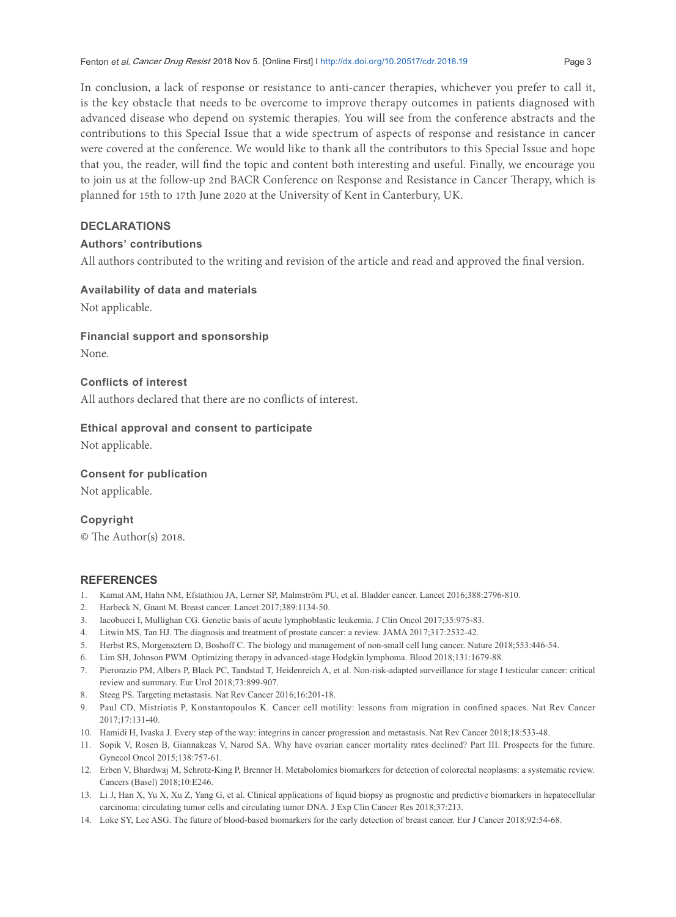In conclusion, a lack of response or resistance to anti-cancer therapies, whichever you prefer to call it, is the key obstacle that needs to be overcome to improve therapy outcomes in patients diagnosed with advanced disease who depend on systemic therapies. You will see from the conference abstracts and the contributions to this Special Issue that a wide spectrum of aspects of response and resistance in cancer were covered at the conference. We would like to thank all the contributors to this Special Issue and hope that you, the reader, will find the topic and content both interesting and useful. Finally, we encourage you to join us at the follow-up 2nd BACR Conference on Response and Resistance in Cancer Therapy, which is planned for 15th to 17th June 2020 at the University of Kent in Canterbury, UK.

## DECLARATIONS

### Authors' contributions

All authors contributed to the writing and revision of the article and read and approved the final version.

### Availability of data and materials

Not applicable.

### Financial support and sponsorship

None.

### Conflicts of interest

All authors declared that there are no conflicts of interest.

### Ethical approval and consent to participate

Not applicable.

### Consent for publication

Not applicable.

### Copyright

© The Author(s) 2018.

## REFERENCES

1. Kamat AM, Hahn NM, Efstathiou JA, Lerner SP, Malmström PU, et al. Bladder cancer. Lancet 2016;388:2796-810.
2. Harbeck N, Gnant M. Breast cancer. Lancet 2017;389:1134-50.
3. Iacobucci I, Mullighan CG. Genetic basis of acute lymphoblastic leukemia. J Clin Oncol 2017;35:975-83.
4. Litwin MS, Tan HJ. The diagnosis and treatment of prostate cancer: a review. JAMA 2017;317:2532-42.
5. Herbst RS, Morgensztern D, Boshoff C. The biology and management of non-small cell lung cancer. Nature 2018;553:446-54.
6. Lim SH, Johnson PWM. Optimizing therapy in advanced-stage Hodgkin lymphoma. Blood 2018;131:1679-88.
7. Pierorazio PM, Albers P, Black PC, Tandstad T, Heidenreich A, et al. Non-risk-adapted surveillance for stage I testicular cancer: critical review and summary. Eur Urol 2018;73:899-907.
8. Steeg PS. Targeting metastasis. Nat Rev Cancer 2016;16:201-18.
9. Paul CD, Mistriotis P, Konstantopoulos K. Cancer cell motility: lessons from migration in confined spaces. Nat Rev Cancer 2017;17:131-40.
10. Hamidi H, Ivaska J. Every step of the way: integrins in cancer progression and metastasis. Nat Rev Cancer 2018;18:533-48.
11. Sopik V, Rosen B, Giannakeas V, Narod SA. Why have ovarian cancer mortality rates declined? Part III. Prospects for the future. Gynecol Oncol 2015;138:757-61.
12. Erben V, Bhardwaj M, Schrotz-King P, Brenner H. Metabolomics biomarkers for detection of colorectal neoplasms: a systematic review. Cancers (Basel) 2018;10:E246.
13. Li J, Han X, Yu X, Xu Z, Yang G, et al. Clinical applications of liquid biopsy as prognostic and predictive biomarkers in hepatocellular carcinoma: circulating tumor cells and circulating tumor DNA. J Exp Clin Cancer Res 2018;37:213.
14. Loke SY, Lee ASG. The future of blood-based biomarkers for the early detection of breast cancer. Eur J Cancer 2018;92:54-68.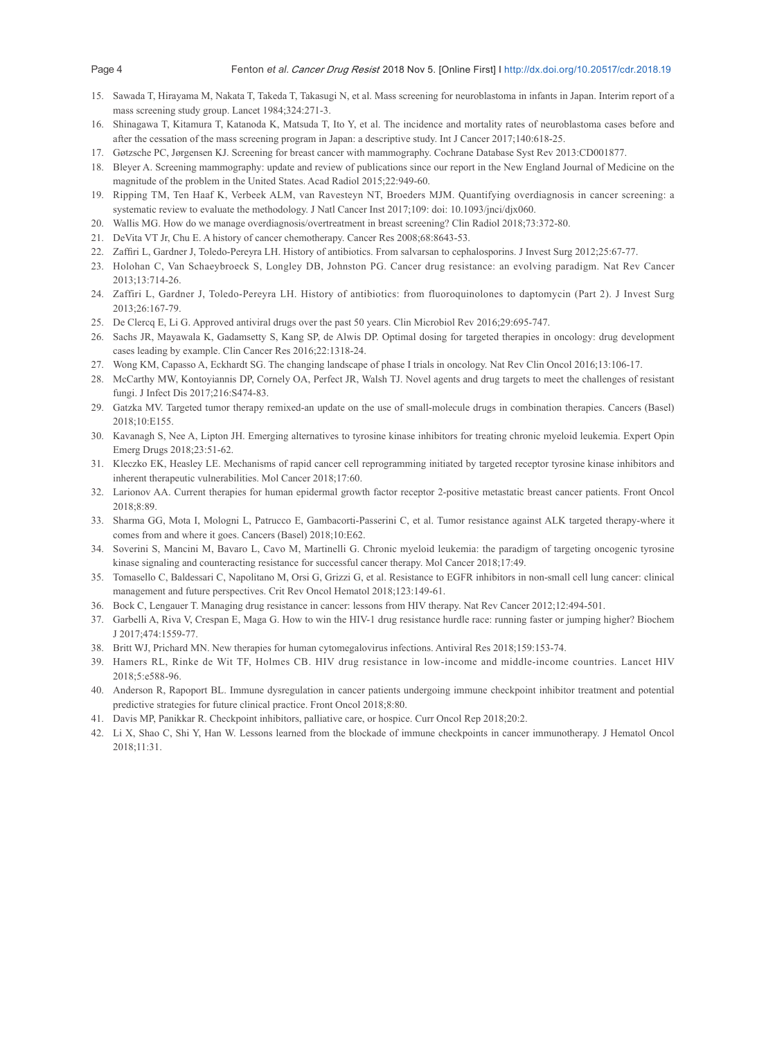15. Sawada T, Hirayama M, Nakata T, Takeda T, Takasugi N, et al. Mass screening for neuroblastoma in infants in Japan. Interim report of a mass screening study group. Lancet 1984;324:271-3.
16. Shinagawa T, Kitamura T, Katanoda K, Matsuda T, Ito Y, et al. The incidence and mortality rates of neuroblastoma cases before and after the cessation of the mass screening program in Japan: a descriptive study. Int J Cancer 2017;140:618-25.
17. Gøtzsche PC, Jørgensen KJ. Screening for breast cancer with mammography. Cochrane Database Syst Rev 2013:CD001877.
18. Bleyer A. Screening mammography: update and review of publications since our report in the New England Journal of Medicine on the magnitude of the problem in the United States. Acad Radiol 2015;22:949-60.
19. Ripping TM, Ten Haaf K, Verbeek ALM, van Ravesteyn NT, Broeders MJM. Quantifying overdiagnosis in cancer screening: a systematic review to evaluate the methodology. J Natl Cancer Inst 2017;109: doi: 10.1093/jnci/djx060.
20. Wallis MG. How do we manage overdiagnosis/overtreatment in breast screening? Clin Radiol 2018;73:372-80.
21. DeVita VT Jr, Chu E. A history of cancer chemotherapy. Cancer Res 2008;68:8643-53.
22. Zaffiri L, Gardner J, Toledo-Pereyra LH. History of antibiotics. From salvarsan to cephalosporins. J Invest Surg 2012;25:67-77.
23. Holohan C, Van Schaeybroeck S, Longley DB, Johnston PG. Cancer drug resistance: an evolving paradigm. Nat Rev Cancer 2013;13:714-26.
24. Zaffiri L, Gardner J, Toledo-Pereyra LH. History of antibiotics: from fluoroquinolones to daptomycin (Part 2). J Invest Surg 2013;26:167-79.
25. De Clercq E, Li G. Approved antiviral drugs over the past 50 years. Clin Microbiol Rev 2016;29:695-747.
26. Sachs JR, Mayawala K, Gadamsetty S, Kang SP, de Alwis DP. Optimal dosing for targeted therapies in oncology: drug development cases leading by example. Clin Cancer Res 2016;22:1318-24.
27. Wong KM, Capasso A, Eckhardt SG. The changing landscape of phase I trials in oncology. Nat Rev Clin Oncol 2016;13:106-17.
28. McCarthy MW, Kontoyiannis DP, Cornely OA, Perfect JR, Walsh TJ. Novel agents and drug targets to meet the challenges of resistant fungi. J Infect Dis 2017;216:S474-83.
29. Gatzka MV. Targeted tumor therapy remixed-an update on the use of small-molecule drugs in combination therapies. Cancers (Basel) 2018;10:E155.
30. Kavanagh S, Nee A, Lipton JH. Emerging alternatives to tyrosine kinase inhibitors for treating chronic myeloid leukemia. Expert Opin Emerg Drugs 2018;23:51-62.
31. Kleczko EK, Heasley LE. Mechanisms of rapid cancer cell reprogramming initiated by targeted receptor tyrosine kinase inhibitors and inherent therapeutic vulnerabilities. Mol Cancer 2018;17:60.
32. Larionov AA. Current therapies for human epidermal growth factor receptor 2-positive metastatic breast cancer patients. Front Oncol 2018;8:89.
33. Sharma GG, Mota I, Mologni L, Patrucco E, Gambacorti-Passerini C, et al. Tumor resistance against ALK targeted therapy-where it comes from and where it goes. Cancers (Basel) 2018;10:E62.
34. Soverini S, Mancini M, Bavaro L, Cavo M, Martinelli G. Chronic myeloid leukemia: the paradigm of targeting oncogenic tyrosine kinase signaling and counteracting resistance for successful cancer therapy. Mol Cancer 2018;17:49.
35. Tomasello C, Baldessari C, Napolitano M, Orsi G, Grizzi G, et al. Resistance to EGFR inhibitors in non-small cell lung cancer: clinical management and future perspectives. Crit Rev Oncol Hematol 2018;123:149-61.
36. Bock C, Lengauer T. Managing drug resistance in cancer: lessons from HIV therapy. Nat Rev Cancer 2012;12:494-501.
37. Garbelli A, Riva V, Crespan E, Maga G. How to win the HIV-1 drug resistance hurdle race: running faster or jumping higher? Biochem J 2017;474:1559-77.
38. Britt WJ, Prichard MN. New therapies for human cytomegalovirus infections. Antiviral Res 2018;159:153-74.
39. Hamers RL, Rinke de Wit TF, Holmes CB. HIV drug resistance in low-income and middle-income countries. Lancet HIV 2018;5:e588-96.
40. Anderson R, Rapoport BL. Immune dysregulation in cancer patients undergoing immune checkpoint inhibitor treatment and potential predictive strategies for future clinical practice. Front Oncol 2018;8:80.
41. Davis MP, Panikkar R. Checkpoint inhibitors, palliative care, or hospice. Curr Oncol Rep 2018;20:2.
42. Li X, Shao C, Shi Y, Han W. Lessons learned from the blockade of immune checkpoints in cancer immunotherapy. J Hematol Oncol 2018;11:31.